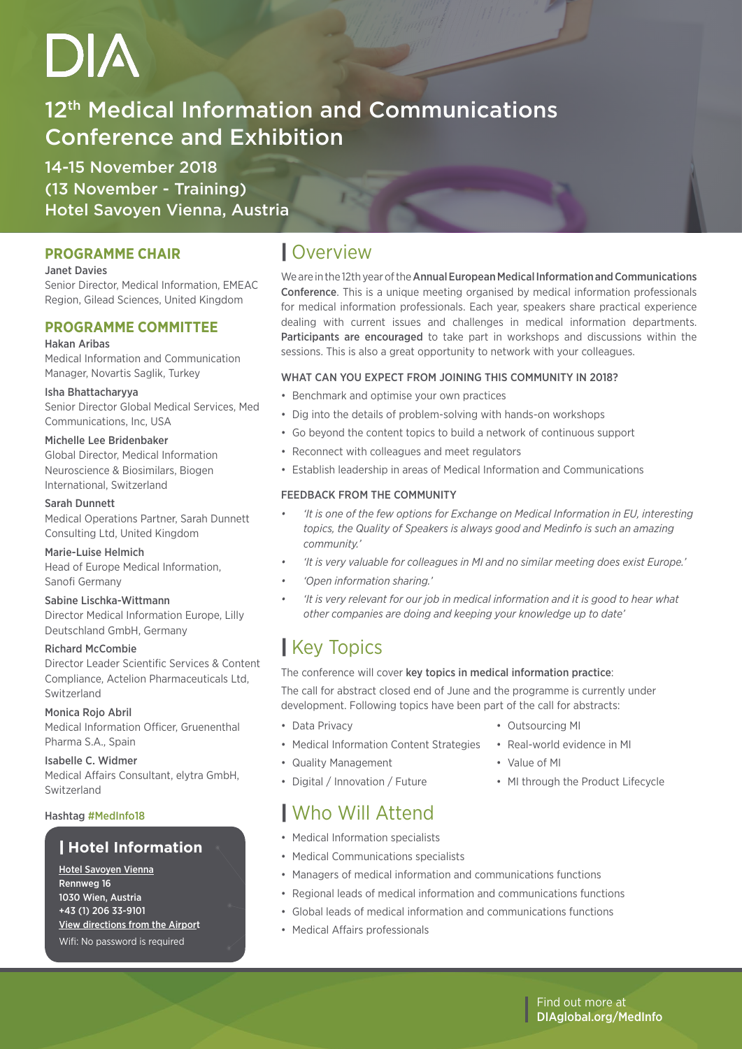# DIA

## 12th Medical Information and Communications Conference and Exhibition

14-15 November 2018
(13 November - Training)
Hotel Savoyen Vienna, Austria

### PROGRAMME CHAIR

Janet Davies
Senior Director, Medical Information, EMEAC Region, Gilead Sciences, United Kingdom

### PROGRAMME COMMITTEE

Hakan Aribas
Medical Information and Communication Manager, Novartis Saglik, Turkey

Isha Bhattacharyya
Senior Director Global Medical Services, Med Communications, Inc, USA

Michelle Lee Bridenbaker
Global Director, Medical Information Neuroscience & Biosimilars, Biogen International, Switzerland

Sarah Dunnett
Medical Operations Partner, Sarah Dunnett Consulting Ltd, United Kingdom

Marie-Luise Helmich
Head of Europe Medical Information, Sanofi Germany

Sabine Lischka-Wittmann
Director Medical Information Europe, Lilly Deutschland GmbH, Germany

Richard McCombie
Director Leader Scientific Services & Content Compliance, Actelion Pharmaceuticals Ltd, Switzerland

Monica Rojo Abril
Medical Information Officer, Gruenenthal Pharma S.A., Spain

Isabelle C. Widmer
Medical Affairs Consultant, elytra GmbH, Switzerland

Hashtag #MedInfo18

### Hotel Information

Hotel Savoyen Vienna
Rennweg 16
1030 Wien, Austria
+43 (1) 206 33-9101
View directions from the Airport
Wifi: No password is required

## Overview

We are in the 12th year of the **Annual European Medical Information and Communications Conference**. This is a unique meeting organised by medical information professionals for medical information professionals. Each year, speakers share practical experience dealing with current issues and challenges in medical information departments. **Participants are encouraged** to take part in workshops and discussions within the sessions. This is also a great opportunity to network with your colleagues.

#### WHAT CAN YOU EXPECT FROM JOINING THIS COMMUNITY IN 2018?

- Benchmark and optimise your own practices
- Dig into the details of problem-solving with hands-on workshops
- Go beyond the content topics to build a network of continuous support
- Reconnect with colleagues and meet regulators
- Establish leadership in areas of Medical Information and Communications

#### FEEDBACK FROM THE COMMUNITY

- *'It is one of the few options for Exchange on Medical Information in EU, interesting topics, the Quality of Speakers is always good and Medinfo is such an amazing community.'*
- *'It is very valuable for colleagues in MI and no similar meeting does exist Europe.'*
- *'Open information sharing.'*
- *'It is very relevant for our job in medical information and it is good to hear what other companies are doing and keeping your knowledge up to date'*

## Key Topics

The conference will cover **key topics in medical information practice**:

The call for abstract closed end of June and the programme is currently under development. Following topics have been part of the call for abstracts:

- Data Privacy
- Medical Information Content Strategies
- Quality Management
- Digital / Innovation / Future
- Outsourcing MI
- Real-world evidence in MI
- Value of MI
- MI through the Product Lifecycle

## Who Will Attend

- Medical Information specialists
- Medical Communications specialists
- Managers of medical information and communications functions
- Regional leads of medical information and communications functions
- Global leads of medical information and communications functions
- Medical Affairs professionals

Find out more at **DIAglobal.org/MedInfo**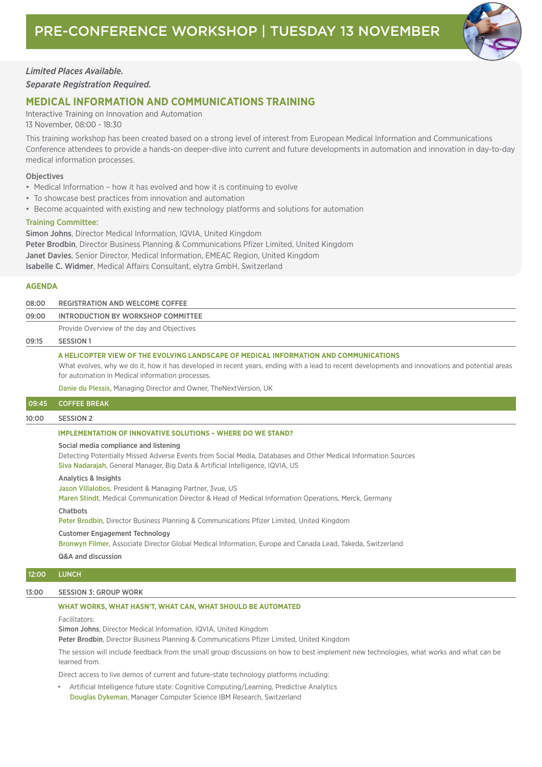# PRE-CONFERENCE WORKSHOP | TUESDAY 13 NOVEMBER

*Limited Places Available.*

*Separate Registration Required.*

## MEDICAL INFORMATION AND COMMUNICATIONS TRAINING

Interactive Training on Innovation and Automation

13 November, 08:00 - 18:30

This training workshop has been created based on a strong level of interest from European Medical Information and Communications Conference attendees to provide a hands-on deeper-dive into current and future developments in automation and innovation in day-to-day medical information processes.

**Objectives**

- Medical Information – how it has evolved and how it is continuing to evolve
- To showcase best practices from innovation and automation
- Become acquainted with existing and new technology platforms and solutions for automation

**Training Committee:**

**Simon Johns**, Director Medical Information, IQVIA, United Kingdom

**Peter Brodbin**, Director Business Planning & Communications Pfizer Limited, United Kingdom

**Janet Davies**, Senior Director, Medical Information, EMEAC Region, United Kingdom

**Isabelle C. Widmer**, Medical Affairs Consultant, elytra GmbH, Switzerland

### AGENDA

**08:00** REGISTRATION AND WELCOME COFFEE

**09:00** INTRODUCTION BY WORKSHOP COMMITTEE

Provide Overview of the day and Objectives

**09:15** SESSION 1

**A HELICOPTER VIEW OF THE EVOLVING LANDSCAPE OF MEDICAL INFORMATION AND COMMUNICATIONS**

What evolves, why we do it, how it has developed in recent years, ending with a lead to recent developments and innovations and potential areas for automation in Medical information processes.

Danie du Plessis, Managing Director and Owner, TheNextVersion, UK

**09:45** COFFEE BREAK

**10:00** SESSION 2

**IMPLEMENTATION OF INNOVATIVE SOLUTIONS – WHERE DO WE STAND?**

**Social media compliance and listening**

Detecting Potentially Missed Adverse Events from Social Media, Databases and Other Medical Information Sources

Siva Nadarajah, General Manager, Big Data & Artificial Intelligence, IQVIA, US

**Analytics & Insights**

Jason Villalobos, President & Managing Partner, 3vue, US

Maren Stindt, Medical Communication Director & Head of Medical Information Operations, Merck, Germany

**Chatbots**

Peter Brodbin, Director Business Planning & Communications Pfizer Limited, United Kingdom

**Customer Engagement Technology**

Bronwyn Filmer, Associate Director Global Medical Information, Europe and Canada Lead, Takeda, Switzerland

**Q&A and discussion**

**12:00** LUNCH

**13:00** SESSION 3: GROUP WORK

**WHAT WORKS, WHAT HASN'T, WHAT CAN, WHAT SHOULD BE AUTOMATED**

Facilitators:

**Simon Johns**, Director Medical Information, IQVIA, United Kingdom

**Peter Brodbin**, Director Business Planning & Communications Pfizer Limited, United Kingdom

The session will include feedback from the small group discussions on how to best implement new technologies, what works and what can be learned from.

Direct access to live demos of current and future-state technology platforms including:

- Artificial Intelligence future state: Cognitive Computing/Learning, Predictive Analytics
  Douglas Dykeman, Manager Computer Science IBM Research, Switzerland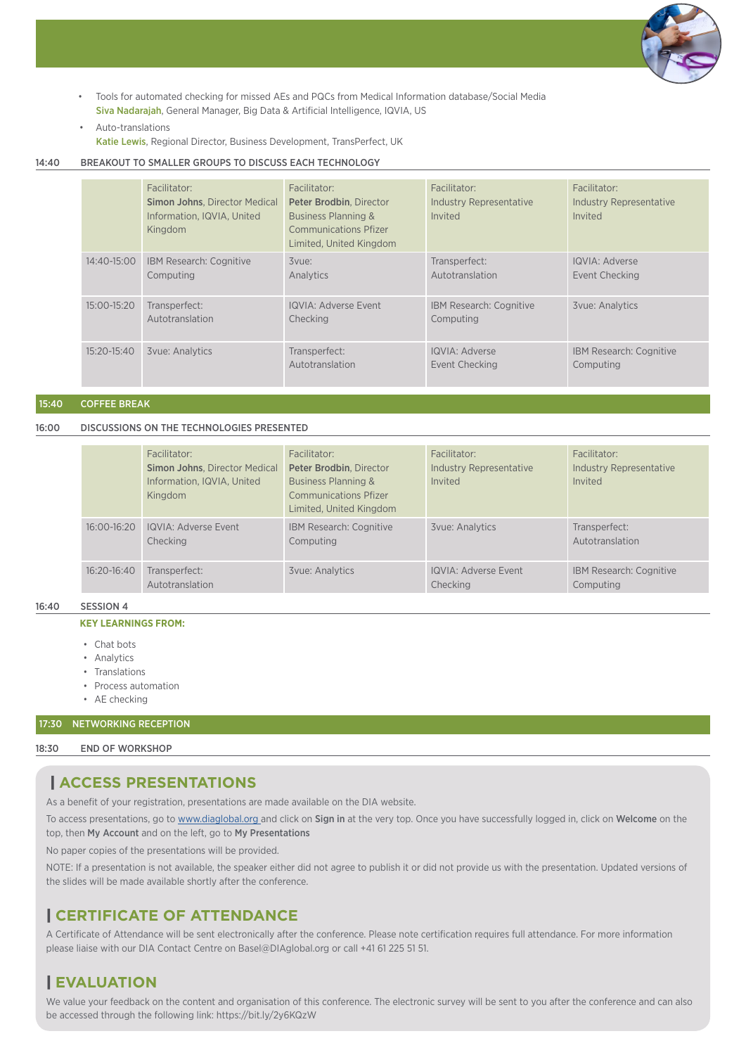- Tools for automated checking for missed AEs and PQCs from Medical Information database/Social Media
  Siva Nadarajah, General Manager, Big Data & Artificial Intelligence, IQVIA, US
- Auto-translations
  Katie Lewis, Regional Director, Business Development, TransPerfect, UK

**14:40 BREAKOUT TO SMALLER GROUPS TO DISCUSS EACH TECHNOLOGY**

| | Facilitator: **Simon Johns**, Director Medical Information, IQVIA, United Kingdom | Facilitator: **Peter Brodbin**, Director Business Planning & Communications Pfizer Limited, United Kingdom | Facilitator: Industry Representative Invited | Facilitator: Industry Representative Invited |
|---|---|---|---|---|
| 14:40-15:00 | IBM Research: Cognitive Computing | 3vue: Analytics | Transperfect: Autotranslation | IQVIA: Adverse Event Checking |
| 15:00-15:20 | Transperfect: Autotranslation | IQVIA: Adverse Event Checking | IBM Research: Cognitive Computing | 3vue: Analytics |
| 15:20-15:40 | 3vue: Analytics | Transperfect: Autotranslation | IQVIA: Adverse Event Checking | IBM Research: Cognitive Computing |

**15:40 COFFEE BREAK**

**16:00 DISCUSSIONS ON THE TECHNOLOGIES PRESENTED**

| | Facilitator: **Simon Johns**, Director Medical Information, IQVIA, United Kingdom | Facilitator: **Peter Brodbin**, Director Business Planning & Communications Pfizer Limited, United Kingdom | Facilitator: Industry Representative Invited | Facilitator: Industry Representative Invited |
|---|---|---|---|---|
| 16:00-16:20 | IQVIA: Adverse Event Checking | IBM Research: Cognitive Computing | 3vue: Analytics | Transperfect: Autotranslation |
| 16:20-16:40 | Transperfect: Autotranslation | 3vue: Analytics | IQVIA: Adverse Event Checking | IBM Research: Cognitive Computing |

**16:40 SESSION 4**

**KEY LEARNINGS FROM:**

- Chat bots
- Analytics
- Translations
- Process automation
- AE checking

**17:30 NETWORKING RECEPTION**

**18:30 END OF WORKSHOP**

## ACCESS PRESENTATIONS

As a benefit of your registration, presentations are made available on the DIA website.

To access presentations, go to www.diaglobal.org and click on **Sign in** at the very top. Once you have successfully logged in, click on **Welcome** on the top, then **My Account** and on the left, go to **My Presentations**

No paper copies of the presentations will be provided.

NOTE: If a presentation is not available, the speaker either did not agree to publish it or did not provide us with the presentation. Updated versions of the slides will be made available shortly after the conference.

## CERTIFICATE OF ATTENDANCE

A Certificate of Attendance will be sent electronically after the conference. Please note certification requires full attendance. For more information please liaise with our DIA Contact Centre on Basel@DIAglobal.org or call +41 61 225 51 51.

## EVALUATION

We value your feedback on the content and organisation of this conference. The electronic survey will be sent to you after the conference and can also be accessed through the following link: https://bit.ly/2y6KQzW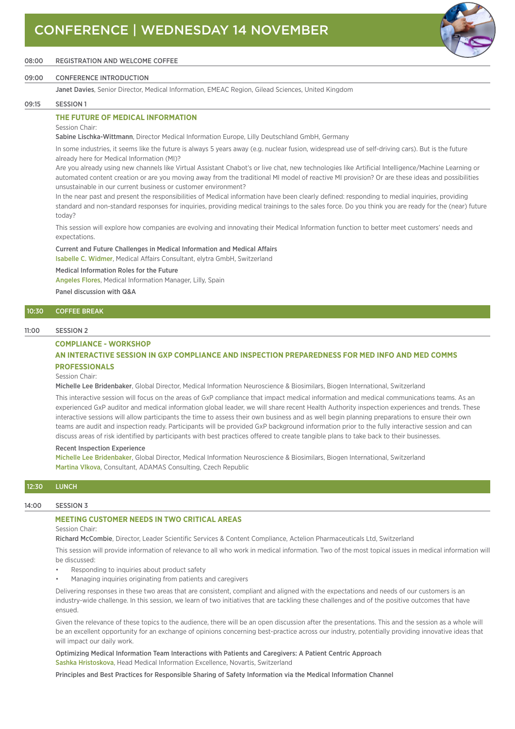# CONFERENCE | WEDNESDAY 14 NOVEMBER

**08:00** REGISTRATION AND WELCOME COFFEE

**09:00** CONFERENCE INTRODUCTION

**Janet Davies**, Senior Director, Medical Information, EMEAC Region, Gilead Sciences, United Kingdom

**09:15** SESSION 1

## THE FUTURE OF MEDICAL INFORMATION

Session Chair:

**Sabine Lischka-Wittmann**, Director Medical Information Europe, Lilly Deutschland GmbH, Germany

In some industries, it seems like the future is always 5 years away (e.g. nuclear fusion, widespread use of self-driving cars). But is the future already here for Medical Information (MI)?

Are you already using new channels like Virtual Assistant Chabot's or live chat, new technologies like Artificial Intelligence/Machine Learning or automated content creation or are you moving away from the traditional MI model of reactive MI provision? Or are these ideas and possibilities unsustainable in our current business or customer environment?

In the near past and present the responsibilities of Medical information have been clearly defined: responding to medial inquiries, providing standard and non-standard responses for inquiries, providing medical trainings to the sales force. Do you think you are ready for the (near) future today?

This session will explore how companies are evolving and innovating their Medical Information function to better meet customers' needs and expectations.

**Current and Future Challenges in Medical Information and Medical Affairs**
Isabelle C. Widmer, Medical Affairs Consultant, elytra GmbH, Switzerland

**Medical Information Roles for the Future**
Angeles Flores, Medical Information Manager, Lilly, Spain

**Panel discussion with Q&A**

**10:30** COFFEE BREAK

**11:00** SESSION 2

## COMPLIANCE - WORKSHOP
## AN INTERACTIVE SESSION IN GXP COMPLIANCE AND INSPECTION PREPAREDNESS FOR MED INFO AND MED COMMS PROFESSIONALS

Session Chair:

**Michelle Lee Bridenbaker**, Global Director, Medical Information Neuroscience & Biosimilars, Biogen International, Switzerland

This interactive session will focus on the areas of GxP compliance that impact medical information and medical communications teams. As an experienced GxP auditor and medical information global leader, we will share recent Health Authority inspection experiences and trends. These interactive sessions will allow participants the time to assess their own business and as well begin planning preparations to ensure their own teams are audit and inspection ready. Participants will be provided GxP background information prior to the fully interactive session and can discuss areas of risk identified by participants with best practices offered to create tangible plans to take back to their businesses.

**Recent Inspection Experience**
Michelle Lee Bridenbaker, Global Director, Medical Information Neuroscience & Biosimilars, Biogen International, Switzerland
Martina Vlkova, Consultant, ADAMAS Consulting, Czech Republic

**12:30** LUNCH

**14:00** SESSION 3

## MEETING CUSTOMER NEEDS IN TWO CRITICAL AREAS

Session Chair:

**Richard McCombie**, Director, Leader Scientific Services & Content Compliance, Actelion Pharmaceuticals Ltd, Switzerland

This session will provide information of relevance to all who work in medical information. Two of the most topical issues in medical information will be discussed:

- Responding to inquiries about product safety
- Managing inquiries originating from patients and caregivers

Delivering responses in these two areas that are consistent, compliant and aligned with the expectations and needs of our customers is an industry-wide challenge. In this session, we learn of two initiatives that are tackling these challenges and of the positive outcomes that have ensued.

Given the relevance of these topics to the audience, there will be an open discussion after the presentations. This and the session as a whole will be an excellent opportunity for an exchange of opinions concerning best-practice across our industry, potentially providing innovative ideas that will impact our daily work.

**Optimizing Medical Information Team Interactions with Patients and Caregivers: A Patient Centric Approach**
Sashka Hristoskova, Head Medical Information Excellence, Novartis, Switzerland

**Principles and Best Practices for Responsible Sharing of Safety Information via the Medical Information Channel**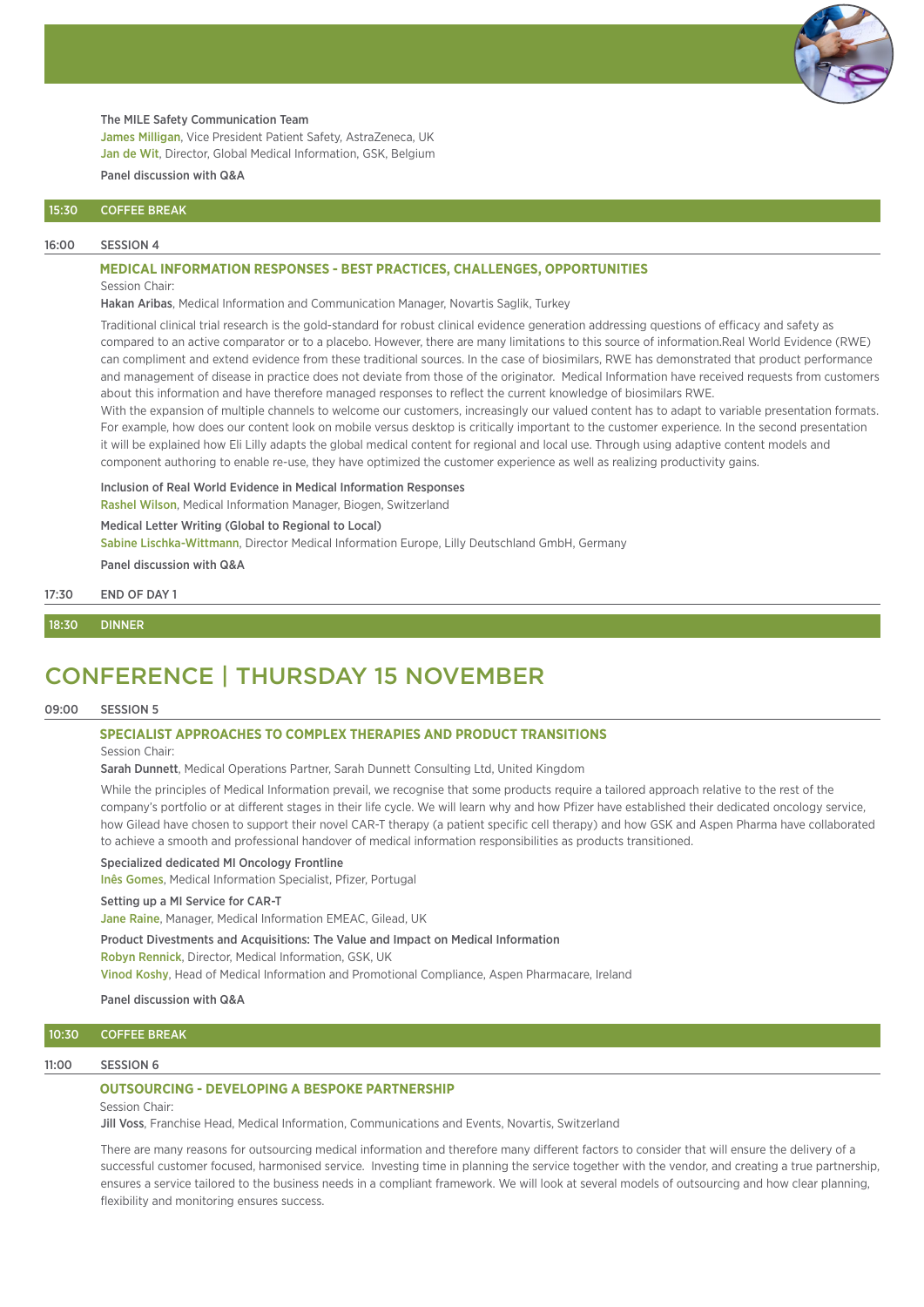The MILE Safety Communication Team

James Milligan, Vice President Patient Safety, AstraZeneca, UK

Jan de Wit, Director, Global Medical Information, GSK, Belgium

**Panel discussion with Q&A**

**15:30 COFFEE BREAK**

**16:00 SESSION 4**

### MEDICAL INFORMATION RESPONSES - BEST PRACTICES, CHALLENGES, OPPORTUNITIES

Session Chair:

**Hakan Aribas**, Medical Information and Communication Manager, Novartis Saglik, Turkey

Traditional clinical trial research is the gold-standard for robust clinical evidence generation addressing questions of efficacy and safety as compared to an active comparator or to a placebo. However, there are many limitations to this source of information.Real World Evidence (RWE) can compliment and extend evidence from these traditional sources. In the case of biosimilars, RWE has demonstrated that product performance and management of disease in practice does not deviate from those of the originator. Medical Information have received requests from customers about this information and have therefore managed responses to reflect the current knowledge of biosimilars RWE.

With the expansion of multiple channels to welcome our customers, increasingly our valued content has to adapt to variable presentation formats. For example, how does our content look on mobile versus desktop is critically important to the customer experience. In the second presentation it will be explained how Eli Lilly adapts the global medical content for regional and local use. Through using adaptive content models and component authoring to enable re-use, they have optimized the customer experience as well as realizing productivity gains.

**Inclusion of Real World Evidence in Medical Information Responses**

Rashel Wilson, Medical Information Manager, Biogen, Switzerland

**Medical Letter Writing (Global to Regional to Local)**

Sabine Lischka-Wittmann, Director Medical Information Europe, Lilly Deutschland GmbH, Germany

**Panel discussion with Q&A**

**17:30 END OF DAY 1**

**18:30 DINNER**

## CONFERENCE | THURSDAY 15 NOVEMBER

**09:00 SESSION 5**

### SPECIALIST APPROACHES TO COMPLEX THERAPIES AND PRODUCT TRANSITIONS

Session Chair:

**Sarah Dunnett**, Medical Operations Partner, Sarah Dunnett Consulting Ltd, United Kingdom

While the principles of Medical Information prevail, we recognise that some products require a tailored approach relative to the rest of the company's portfolio or at different stages in their life cycle. We will learn why and how Pfizer have established their dedicated oncology service, how Gilead have chosen to support their novel CAR-T therapy (a patient specific cell therapy) and how GSK and Aspen Pharma have collaborated to achieve a smooth and professional handover of medical information responsibilities as products transitioned.

**Specialized dedicated MI Oncology Frontline**

Inês Gomes, Medical Information Specialist, Pfizer, Portugal

**Setting up a MI Service for CAR-T**

Jane Raine, Manager, Medical Information EMEAC, Gilead, UK

**Product Divestments and Acquisitions: The Value and Impact on Medical Information**

Robyn Rennick, Director, Medical Information, GSK, UK

Vinod Koshy, Head of Medical Information and Promotional Compliance, Aspen Pharmacare, Ireland

**Panel discussion with Q&A**

**10:30 COFFEE BREAK**

**11:00 SESSION 6**

### OUTSOURCING - DEVELOPING A BESPOKE PARTNERSHIP

Session Chair:

**Jill Voss**, Franchise Head, Medical Information, Communications and Events, Novartis, Switzerland

There are many reasons for outsourcing medical information and therefore many different factors to consider that will ensure the delivery of a successful customer focused, harmonised service. Investing time in planning the service together with the vendor, and creating a true partnership, ensures a service tailored to the business needs in a compliant framework. We will look at several models of outsourcing and how clear planning, flexibility and monitoring ensures success.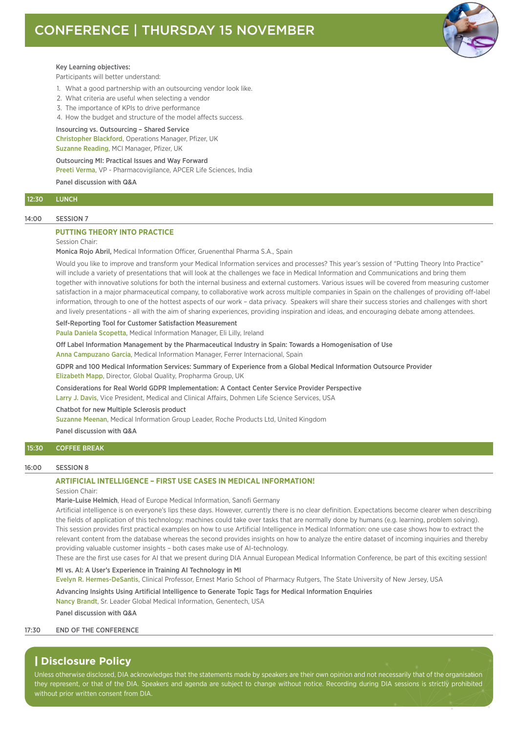# CONFERENCE | THURSDAY 15 NOVEMBER

**Key Learning objectives:**

Participants will better understand:

1. What a good partnership with an outsourcing vendor look like.
2. What criteria are useful when selecting a vendor
3. The importance of KPIs to drive performance
4. How the budget and structure of the model affects success.

**Insourcing vs. Outsourcing – Shared Service**
Christopher Blackford, Operations Manager, Pfizer, UK
Suzanne Reading, MCI Manager, Pfizer, UK

**Outsourcing MI: Practical Issues and Way Forward**
Preeti Verma, VP - Pharmacovigilance, APCER Life Sciences, India

**Panel discussion with Q&A**

**12:30 LUNCH**

**14:00 SESSION 7**

## PUTTING THEORY INTO PRACTICE

Session Chair:
**Monica Rojo Abril,** Medical Information Officer, Gruenenthal Pharma S.A., Spain

Would you like to improve and transform your Medical Information services and processes? This year's session of "Putting Theory Into Practice" will include a variety of presentations that will look at the challenges we face in Medical Information and Communications and bring them together with innovative solutions for both the internal business and external customers. Various issues will be covered from measuring customer satisfaction in a major pharmaceutical company, to collaborative work across multiple companies in Spain on the challenges of providing off-label information, through to one of the hottest aspects of our work – data privacy. Speakers will share their success stories and challenges with short and lively presentations - all with the aim of sharing experiences, providing inspiration and ideas, and encouraging debate among attendees.

**Self-Reporting Tool for Customer Satisfaction Measurement**
Paula Daniela Scopetta, Medical Information Manager, Eli Lilly, Ireland

**Off Label Information Management by the Pharmaceutical Industry in Spain: Towards a Homogenisation of Use**
Anna Campuzano Garcia, Medical Information Manager, Ferrer Internacional, Spain

**GDPR and 100 Medical Information Services: Summary of Experience from a Global Medical Information Outsource Provider**
Elizabeth Mapp, Director, Global Quality, Propharma Group, UK

**Considerations for Real World GDPR Implementation: A Contact Center Service Provider Perspective**
Larry J. Davis, Vice President, Medical and Clinical Affairs, Dohmen Life Science Services, USA

**Chatbot for new Multiple Sclerosis product**
Suzanne Meenan, Medical Information Group Leader, Roche Products Ltd, United Kingdom

**Panel discussion with Q&A**

**15:30 COFFEE BREAK**

**16:00 SESSION 8**

## ARTIFICIAL INTELLIGENCE – FIRST USE CASES IN MEDICAL INFORMATION!

Session Chair:
**Marie-Luise Helmich**, Head of Europe Medical Information, Sanofi Germany

Artificial intelligence is on everyone's lips these days. However, currently there is no clear definition. Expectations become clearer when describing the fields of application of this technology: machines could take over tasks that are normally done by humans (e.g. learning, problem solving). This session provides first practical examples on how to use Artificial Intelligence in Medical Information: one use case shows how to extract the relevant content from the database whereas the second provides insights on how to analyze the entire dataset of incoming inquiries and thereby providing valuable customer insights – both cases make use of AI-technology.

These are the first use cases for AI that we present during DIA Annual European Medical Information Conference, be part of this exciting session!

**MI vs. AI: A User's Experience in Training AI Technology in MI**
Evelyn R. Hermes-DeSantis, Clinical Professor, Ernest Mario School of Pharmacy Rutgers, The State University of New Jersey, USA

**Advancing Insights Using Artificial Intelligence to Generate Topic Tags for Medical Information Enquiries**
Nancy Brandt, Sr. Leader Global Medical Information, Genentech, USA

**Panel discussion with Q&A**

**17:30 END OF THE CONFERENCE**

## Disclosure Policy

Unless otherwise disclosed, DIA acknowledges that the statements made by speakers are their own opinion and not necessarily that of the organisation they represent, or that of the DIA. Speakers and agenda are subject to change without notice. Recording during DIA sessions is strictly prohibited without prior written consent from DIA.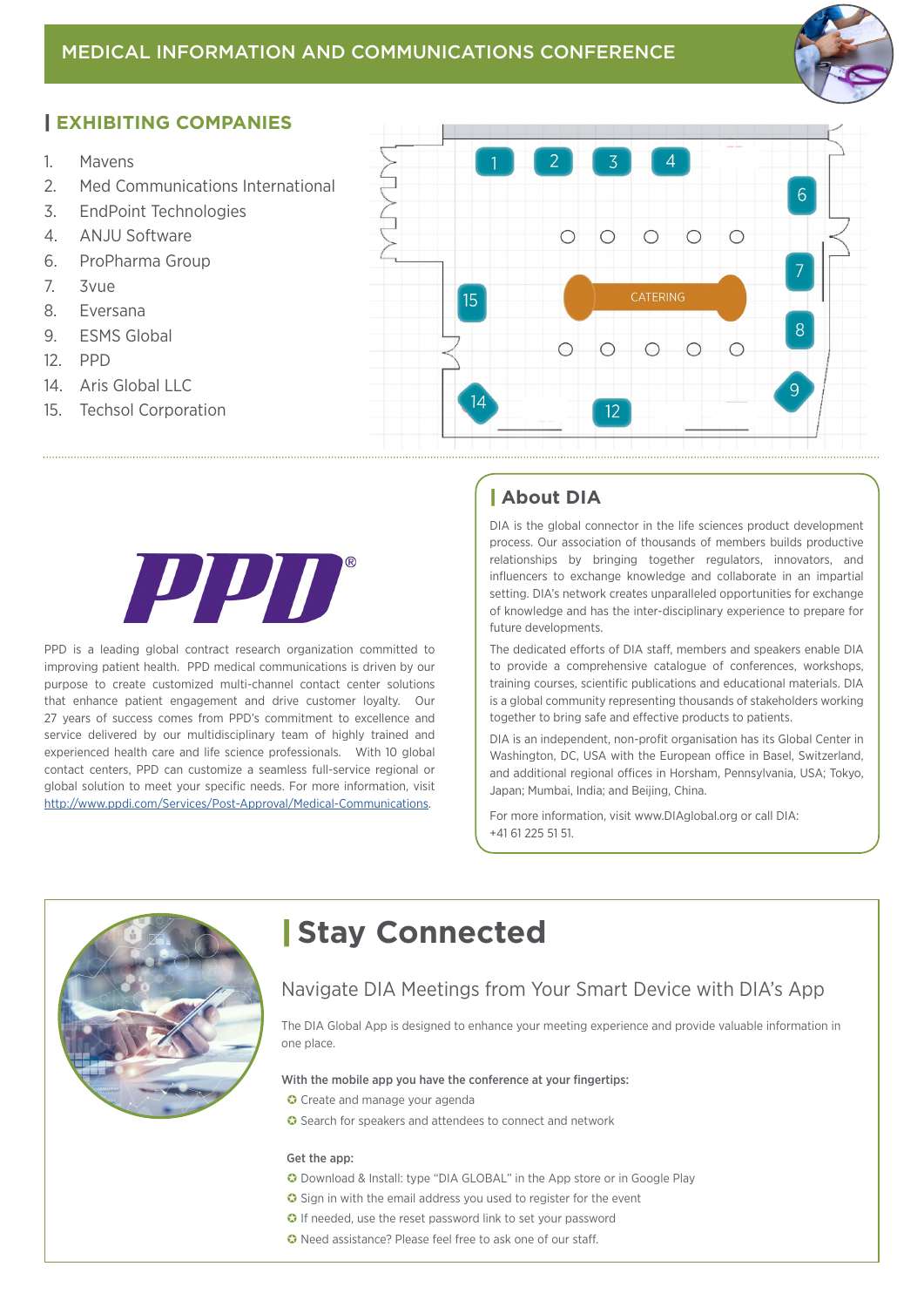MEDICAL INFORMATION AND COMMUNICATIONS CONFERENCE

## EXHIBITING COMPANIES

1. Mavens
2. Med Communications International
3. EndPoint Technologies
4. ANJU Software
6. ProPharma Group
7. 3vue
8. Eversana
9. ESMS Global
12. PPD
14. Aris Global LLC
15. Techsol Corporation

CATERING

PPD®

PPD is a leading global contract research organization committed to improving patient health. PPD medical communications is driven by our purpose to create customized multi-channel contact center solutions that enhance patient engagement and drive customer loyalty. Our 27 years of success comes from PPD's commitment to excellence and service delivered by our multidisciplinary team of highly trained and experienced health care and life science professionals. With 10 global contact centers, PPD can customize a seamless full-service regional or global solution to meet your specific needs. For more information, visit http://www.ppdi.com/Services/Post-Approval/Medical-Communications.

## About DIA

DIA is the global connector in the life sciences product development process. Our association of thousands of members builds productive relationships by bringing together regulators, innovators, and influencers to exchange knowledge and collaborate in an impartial setting. DIA's network creates unparalleled opportunities for exchange of knowledge and has the inter-disciplinary experience to prepare for future developments.

The dedicated efforts of DIA staff, members and speakers enable DIA to provide a comprehensive catalogue of conferences, workshops, training courses, scientific publications and educational materials. DIA is a global community representing thousands of stakeholders working together to bring safe and effective products to patients.

DIA is an independent, non-profit organisation has its Global Center in Washington, DC, USA with the European office in Basel, Switzerland, and additional regional offices in Horsham, Pennsylvania, USA; Tokyo, Japan; Mumbai, India; and Beijing, China.

For more information, visit www.DIAglobal.org or call DIA: +41 61 225 51 51.

# Stay Connected

## Navigate DIA Meetings from Your Smart Device with DIA's App

The DIA Global App is designed to enhance your meeting experience and provide valuable information in one place.

**With the mobile app you have the conference at your fingertips:**

- Create and manage your agenda
- Search for speakers and attendees to connect and network

**Get the app:**

- Download & Install: type "DIA GLOBAL" in the App store or in Google Play
- Sign in with the email address you used to register for the event
- If needed, use the reset password link to set your password
- Need assistance? Please feel free to ask one of our staff.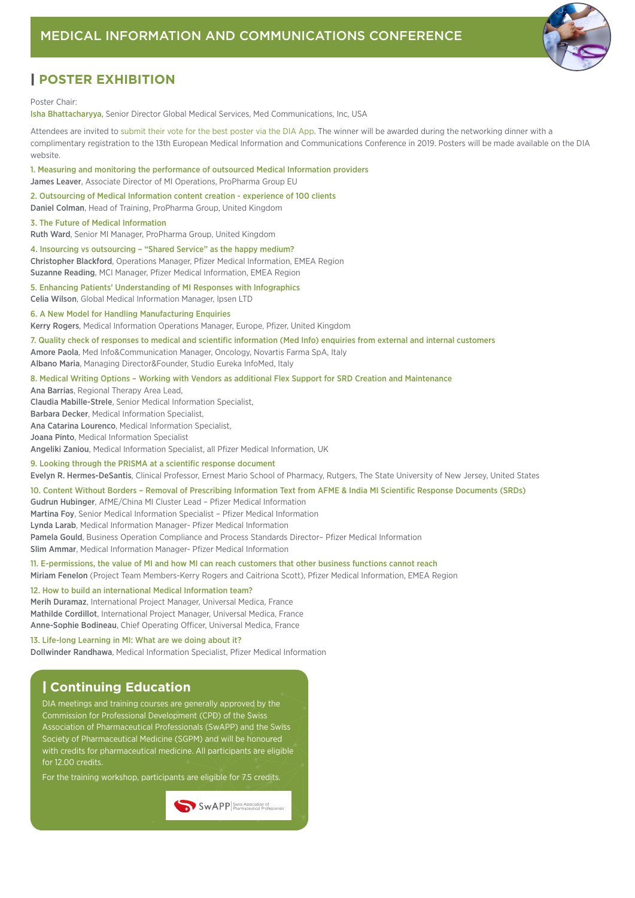# MEDICAL INFORMATION AND COMMUNICATIONS CONFERENCE

## POSTER EXHIBITION

Poster Chair:
**Isha Bhattacharyya**, Senior Director Global Medical Services, Med Communications, Inc, USA

Attendees are invited to submit their vote for the best poster via the DIA App. The winner will be awarded during the networking dinner with a complimentary registration to the 13th European Medical Information and Communications Conference in 2019. Posters will be made available on the DIA website.

**1. Measuring and monitoring the performance of outsourced Medical Information providers**
**James Leaver**, Associate Director of MI Operations, ProPharma Group EU

**2. Outsourcing of Medical Information content creation - experience of 100 clients**
**Daniel Colman**, Head of Training, ProPharma Group, United Kingdom

**3. The Future of Medical Information**
**Ruth Ward**, Senior MI Manager, ProPharma Group, United Kingdom

**4. Insourcing vs outsourcing – "Shared Service" as the happy medium?**
**Christopher Blackford**, Operations Manager, Pfizer Medical Information, EMEA Region
**Suzanne Reading**, MCI Manager, Pfizer Medical Information, EMEA Region

**5. Enhancing Patients' Understanding of MI Responses with Infographics**
**Celia Wilson**, Global Medical Information Manager, Ipsen LTD

**6. A New Model for Handling Manufacturing Enquiries**
**Kerry Rogers**, Medical Information Operations Manager, Europe, Pfizer, United Kingdom

**7. Quality check of responses to medical and scientific information (Med Info) enquiries from external and internal customers**
**Amore Paola**, Med Info&Communication Manager, Oncology, Novartis Farma SpA, Italy
**Albano Maria**, Managing Director&Founder, Studio Eureka InfoMed, Italy

**8. Medical Writing Options – Working with Vendors as additional Flex Support for SRD Creation and Maintenance**
**Ana Barrias**, Regional Therapy Area Lead,
**Claudia Mabille-Strele**, Senior Medical Information Specialist,
**Barbara Decker**, Medical Information Specialist,
**Ana Catarina Lourenco**, Medical Information Specialist,
**Joana Pinto**, Medical Information Specialist
**Angeliki Zaniou**, Medical Information Specialist, all Pfizer Medical Information, UK

**9. Looking through the PRISMA at a scientific response document**
**Evelyn R. Hermes-DeSantis**, Clinical Professor, Ernest Mario School of Pharmacy, Rutgers, The State University of New Jersey, United States

**10. Content Without Borders – Removal of Prescribing Information Text from AFME & India MI Scientific Response Documents (SRDs)**
**Gudrun Hubinger**, AfME/China MI Cluster Lead – Pfizer Medical Information
**Martina Foy**, Senior Medical Information Specialist – Pfizer Medical Information
**Lynda Larab**, Medical Information Manager- Pfizer Medical Information
**Pamela Gould**, Business Operation Compliance and Process Standards Director– Pfizer Medical Information
**Slim Ammar**, Medical Information Manager- Pfizer Medical Information

**11. E-permissions, the value of MI and how MI can reach customers that other business functions cannot reach**
**Miriam Fenelon** (Project Team Members-Kerry Rogers and Caitriona Scott), Pfizer Medical Information, EMEA Region

**12. How to build an international Medical Information team?**
**Merih Duramaz**, International Project Manager, Universal Medica, France
**Mathilde Cordillot**, International Project Manager, Universal Medica, France
**Anne-Sophie Bodineau**, Chief Operating Officer, Universal Medica, France

**13. Life-long Learning in MI: What are we doing about it?**
**Dollwinder Randhawa**, Medical Information Specialist, Pfizer Medical Information

## Continuing Education

DIA meetings and training courses are generally approved by the Commission for Professional Development (CPD) of the Swiss Association of Pharmaceutical Professionals (SwAPP) and the Swiss Society of Pharmaceutical Medicine (SGPM) and will be honoured with credits for pharmaceutical medicine. All participants are eligible for 12.00 credits.

For the training workshop, participants are eligible for 7.5 credits.

SwAPP | Swiss Association of Pharmaceutical Professionals